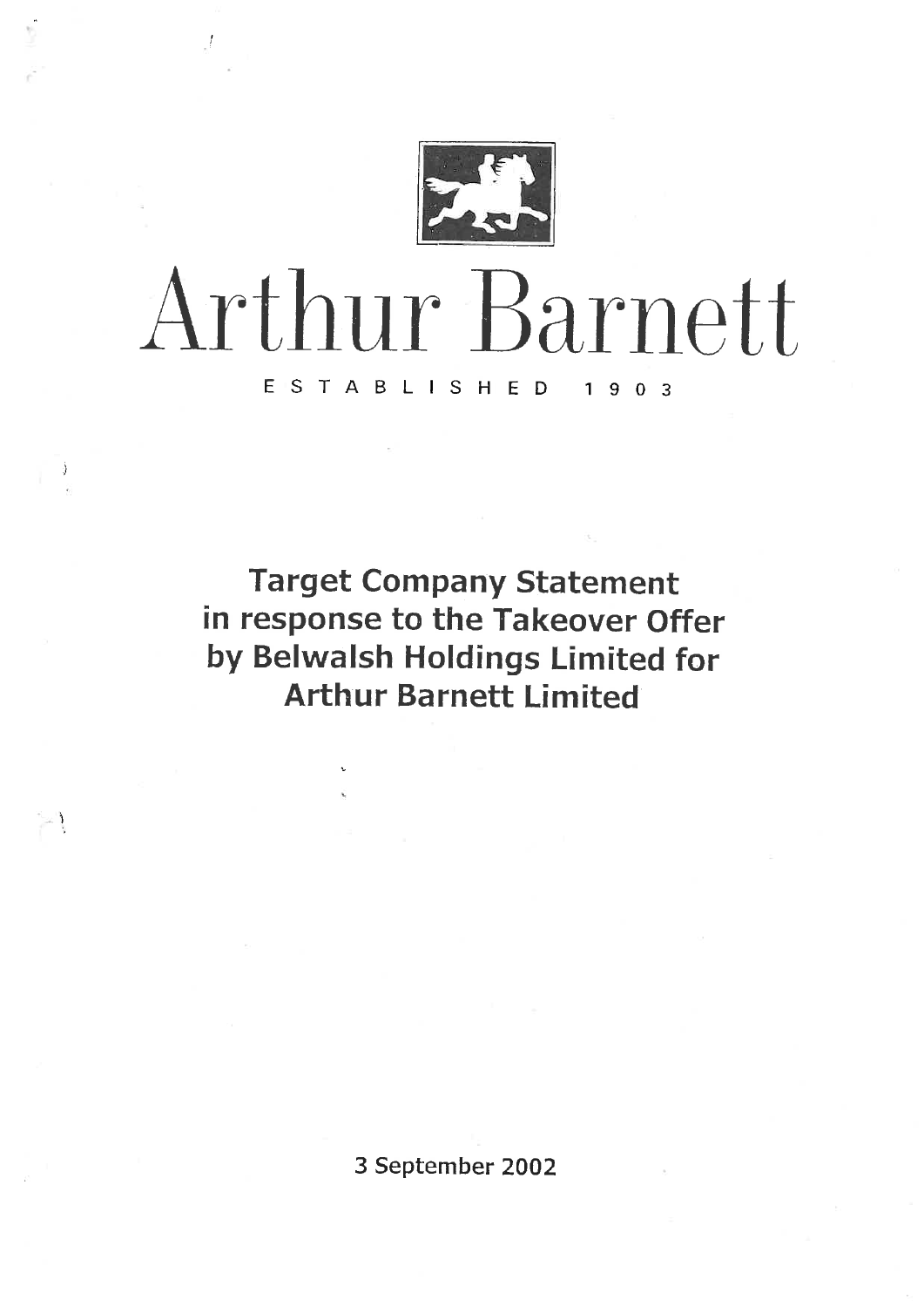# Arthur Barnett

ESTABLISHED 1903

## Target Company Statement in response to the Takeover Offer by Belwalsh Holdings Limited for Arthur Barnett Limited

3 September 2002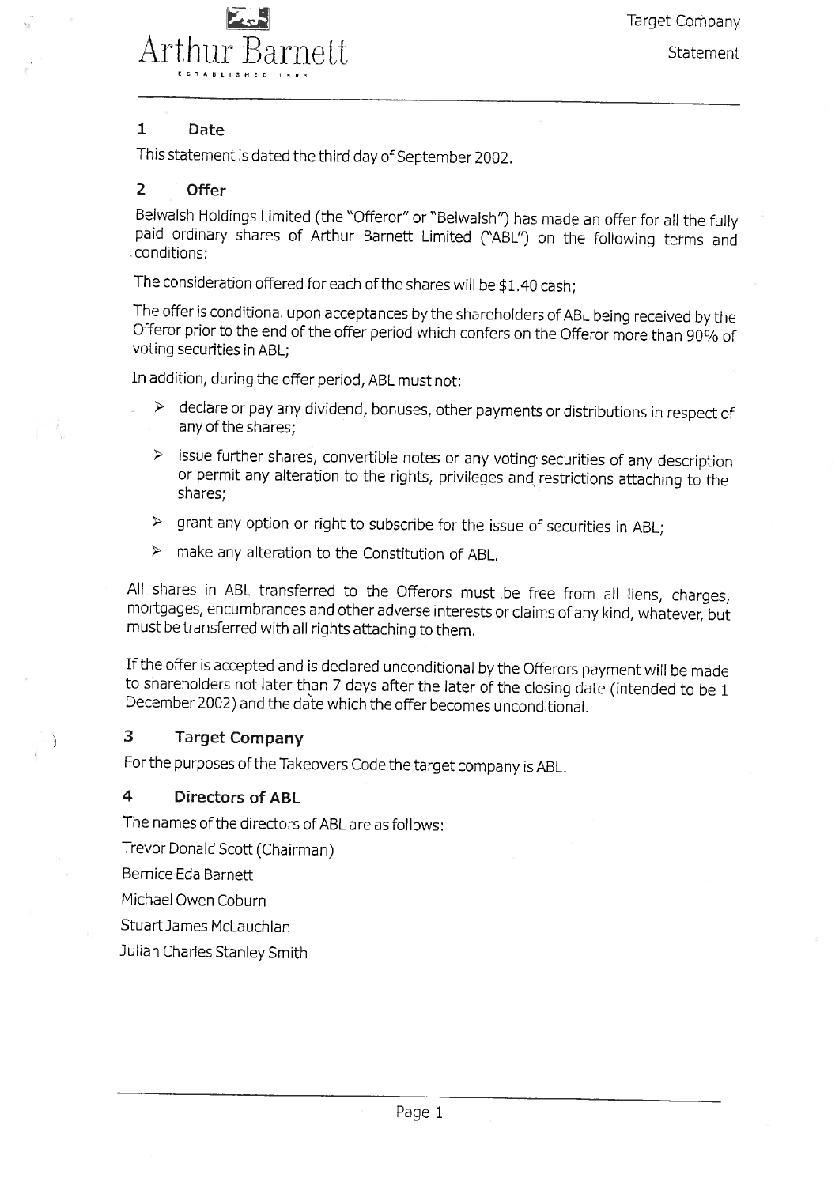## 1 Date

This statement is dated the third day of September 2002.

## 2 Offer

Belwalsh Holdings Limited (the "Offeror" or "Belwalsh") has made an offer for all the fully paid ordinary shares of Arthur Barnett Limited ("ABL") on the following terms and conditions:

The consideration offered for each of the shares will be $1.40 cash;

The offer is conditional upon acceptances by the shareholders of ABL being received by the Offeror prior to the end of the offer period which confers on the Offeror more than 90% of voting securities in ABL;

In addition, during the offer period, ABL must not:

- declare or pay any dividend, bonuses, other payments or distributions in respect of any of the shares;
- issue further shares, convertible notes or any voting securities of any description or permit any alteration to the rights, privileges and restrictions attaching to the shares;
- grant any option or right to subscribe for the issue of securities in ABL;
- make any alteration to the Constitution of ABL.

All shares in ABL transferred to the Offerors must be free from all liens, charges, mortgages, encumbrances and other adverse interests or claims of any kind, whatever, but must be transferred with all rights attaching to them.

If the offer is accepted and is declared unconditional by the Offerors payment will be made to shareholders not later than 7 days after the later of the closing date (intended to be 1 December 2002) and the date which the offer becomes unconditional.

## 3 Target Company

For the purposes of the Takeovers Code the target company is ABL.

## 4 Directors of ABL

The names of the directors of ABL are as follows:

Trevor Donald Scott (Chairman)

Bernice Eda Barnett

Michael Owen Coburn

Stuart James McLauchlan

Julian Charles Stanley Smith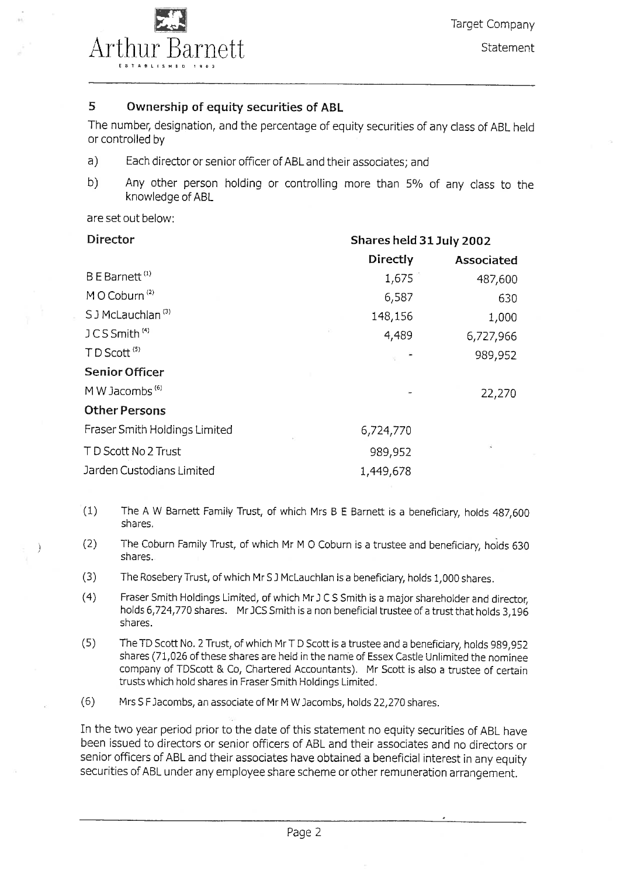## 5 Ownership of equity securities of ABL

The number, designation, and the percentage of equity securities of any class of ABL held or controlled by

a) Each director or senior officer of ABL and their associates; and

b) Any other person holding or controlling more than 5% of any class to the knowledge of ABL

are set out below:

| Director | Shares held 31 July 2002 | |
|---|---|---|
| | **Directly** | **Associated** |
| B E Barnett [(1)] | 1,675 | 487,600 |
| M O Coburn [(2)] | 6,587 | 630 |
| S J McLauchlan [(3)] | 148,156 | 1,000 |
| J C S Smith [(4)] | 4,489 | 6,727,966 |
| T D Scott [(5)] | - | 989,952 |
| **Senior Officer** | | |
| M W Jacombs [(6)] | - | 22,270 |
| **Other Persons** | | |
| Fraser Smith Holdings Limited | 6,724,770 | |
| T D Scott No 2 Trust | 989,952 | |
| Jarden Custodians Limited | 1,449,678 | |

(1) The A W Barnett Family Trust, of which Mrs B E Barnett is a beneficiary, holds 487,600 shares.

(2) The Coburn Family Trust, of which Mr M O Coburn is a trustee and beneficiary, holds 630 shares.

(3) The Rosebery Trust, of which Mr S J McLauchlan is a beneficiary, holds 1,000 shares.

(4) Fraser Smith Holdings Limited, of which Mr J C S Smith is a major shareholder and director, holds 6,724,770 shares. Mr JCS Smith is a non beneficial trustee of a trust that holds 3,196 shares.

(5) The TD Scott No. 2 Trust, of which Mr T D Scott is a trustee and a beneficiary, holds 989,952 shares (71,026 of these shares are held in the name of Essex Castle Unlimited the nominee company of TDScott & Co, Chartered Accountants). Mr Scott is also a trustee of certain trusts which hold shares in Fraser Smith Holdings Limited.

(6) Mrs S F Jacombs, an associate of Mr M W Jacombs, holds 22,270 shares.

In the two year period prior to the date of this statement no equity securities of ABL have been issued to directors or senior officers of ABL and their associates and no directors or senior officers of ABL and their associates have obtained a beneficial interest in any equity securities of ABL under any employee share scheme or other remuneration arrangement.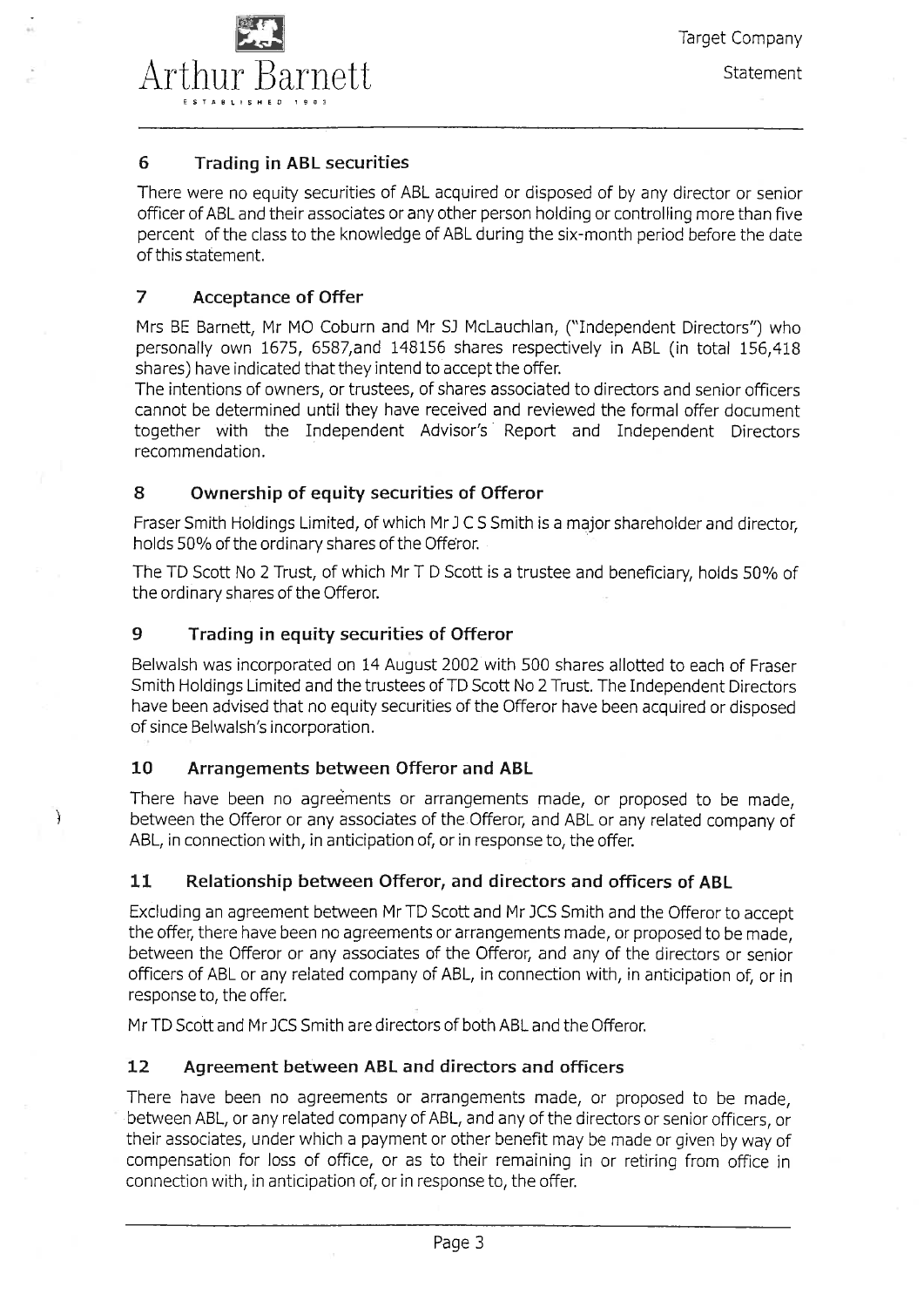## 6 Trading in ABL securities

There were no equity securities of ABL acquired or disposed of by any director or senior officer of ABL and their associates or any other person holding or controlling more than five percent of the class to the knowledge of ABL during the six-month period before the date of this statement.

## 7 Acceptance of Offer

Mrs BE Barnett, Mr MO Coburn and Mr SJ McLauchlan, ("Independent Directors") who personally own 1675, 6587,and 148156 shares respectively in ABL (in total 156,418 shares) have indicated that they intend to accept the offer.

The intentions of owners, or trustees, of shares associated to directors and senior officers cannot be determined until they have received and reviewed the formal offer document together with the Independent Advisor's Report and Independent Directors recommendation.

## 8 Ownership of equity securities of Offeror

Fraser Smith Holdings Limited, of which Mr J C S Smith is a major shareholder and director, holds 50% of the ordinary shares of the Offeror.

The TD Scott No 2 Trust, of which Mr T D Scott is a trustee and beneficiary, holds 50% of the ordinary shares of the Offeror.

## 9 Trading in equity securities of Offeror

Belwalsh was incorporated on 14 August 2002 with 500 shares allotted to each of Fraser Smith Holdings Limited and the trustees of TD Scott No 2 Trust. The Independent Directors have been advised that no equity securities of the Offeror have been acquired or disposed of since Belwalsh's incorporation.

## 10 Arrangements between Offeror and ABL

There have been no agreements or arrangements made, or proposed to be made, between the Offeror or any associates of the Offeror, and ABL or any related company of ABL, in connection with, in anticipation of, or in response to, the offer.

## 11 Relationship between Offeror, and directors and officers of ABL

Excluding an agreement between Mr TD Scott and Mr JCS Smith and the Offeror to accept the offer, there have been no agreements or arrangements made, or proposed to be made, between the Offeror or any associates of the Offeror, and any of the directors or senior officers of ABL or any related company of ABL, in connection with, in anticipation of, or in response to, the offer.

Mr TD Scott and Mr JCS Smith are directors of both ABL and the Offeror.

## 12 Agreement between ABL and directors and officers

There have been no agreements or arrangements made, or proposed to be made, between ABL, or any related company of ABL, and any of the directors or senior officers, or their associates, under which a payment or other benefit may be made or given by way of compensation for loss of office, or as to their remaining in or retiring from office in connection with, in anticipation of, or in response to, the offer.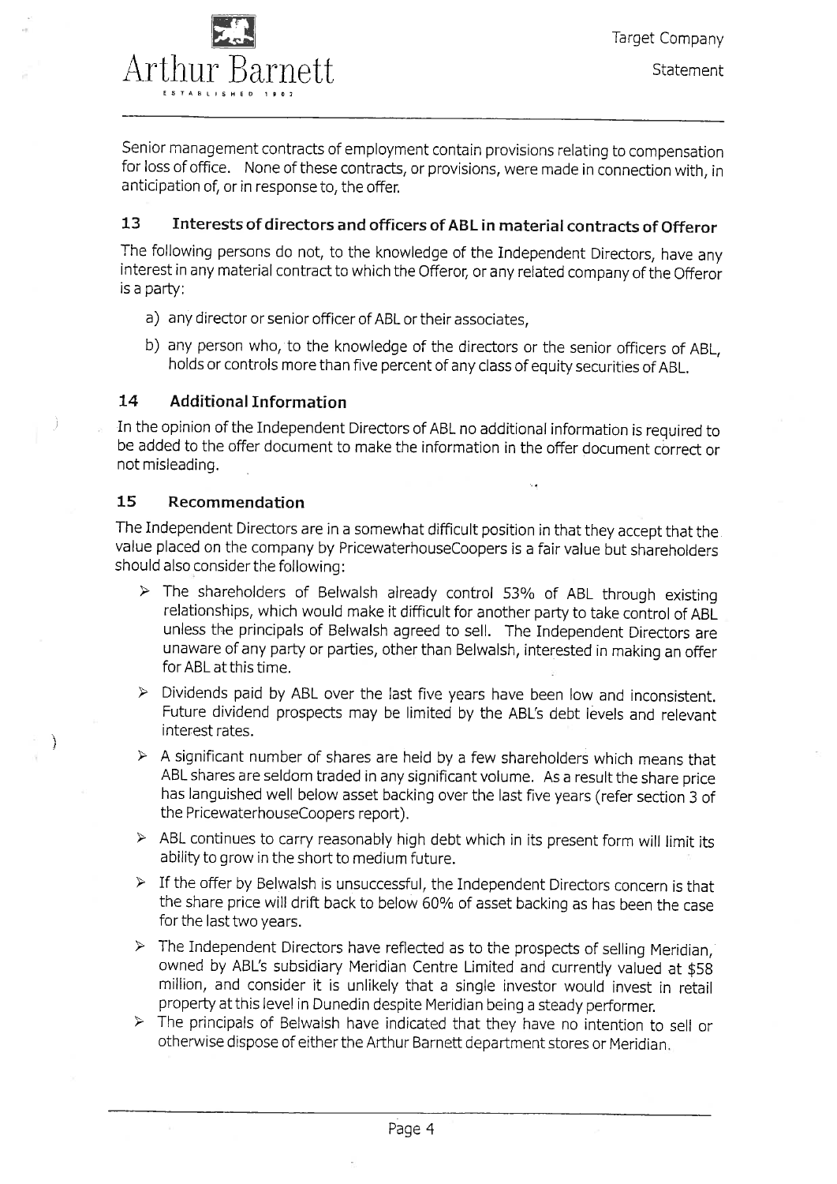Senior management contracts of employment contain provisions relating to compensation for loss of office. None of these contracts, or provisions, were made in connection with, in anticipation of, or in response to, the offer.

## 13 Interests of directors and officers of ABL in material contracts of Offeror

The following persons do not, to the knowledge of the Independent Directors, have any interest in any material contract to which the Offeror, or any related company of the Offeror is a party:

a) any director or senior officer of ABL or their associates,

b) any person who, to the knowledge of the directors or the senior officers of ABL, holds or controls more than five percent of any class of equity securities of ABL.

## 14 Additional Information

In the opinion of the Independent Directors of ABL no additional information is required to be added to the offer document to make the information in the offer document correct or not misleading.

## 15 Recommendation

The Independent Directors are in a somewhat difficult position in that they accept that the value placed on the company by PricewaterhouseCoopers is a fair value but shareholders should also consider the following:

- The shareholders of Belwalsh already control 53% of ABL through existing relationships, which would make it difficult for another party to take control of ABL unless the principals of Belwalsh agreed to sell. The Independent Directors are unaware of any party or parties, other than Belwalsh, interested in making an offer for ABL at this time.
- Dividends paid by ABL over the last five years have been low and inconsistent. Future dividend prospects may be limited by the ABL's debt levels and relevant interest rates.
- A significant number of shares are held by a few shareholders which means that ABL shares are seldom traded in any significant volume. As a result the share price has languished well below asset backing over the last five years (refer section 3 of the PricewaterhouseCoopers report).
- ABL continues to carry reasonably high debt which in its present form will limit its ability to grow in the short to medium future.
- If the offer by Belwalsh is unsuccessful, the Independent Directors concern is that the share price will drift back to below 60% of asset backing as has been the case for the last two years.
- The Independent Directors have reflected as to the prospects of selling Meridian, owned by ABL's subsidiary Meridian Centre Limited and currently valued at $58 million, and consider it is unlikely that a single investor would invest in retail property at this level in Dunedin despite Meridian being a steady performer.
- The principals of Belwalsh have indicated that they have no intention to sell or otherwise dispose of either the Arthur Barnett department stores or Meridian.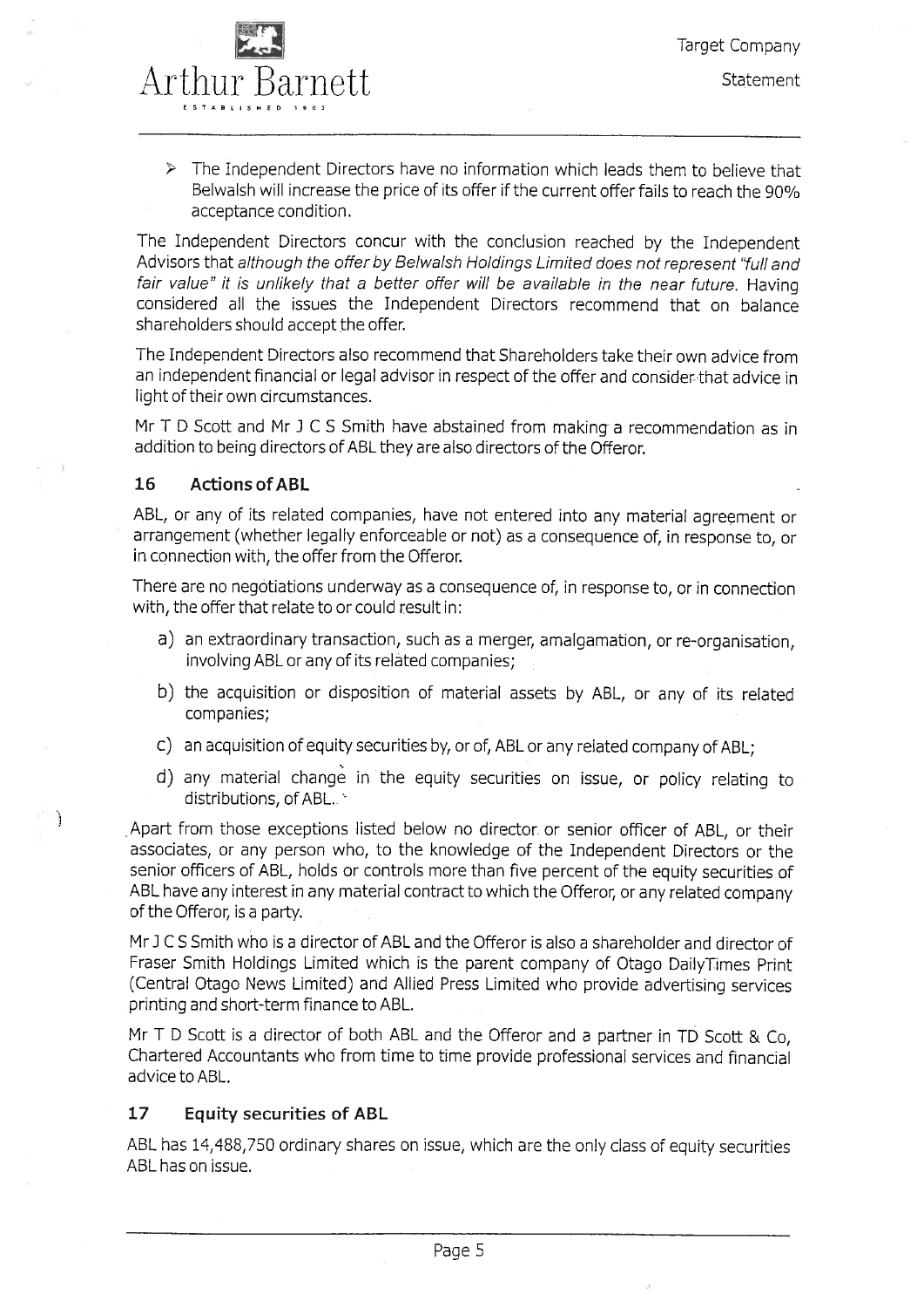- The Independent Directors have no information which leads them to believe that Belwalsh will increase the price of its offer if the current offer fails to reach the 90% acceptance condition.

The Independent Directors concur with the conclusion reached by the Independent Advisors that *although the offer by Belwalsh Holdings Limited does not represent "full and fair value" it is unlikely that a better offer will be available in the near future.* Having considered all the issues the Independent Directors recommend that on balance shareholders should accept the offer.

The Independent Directors also recommend that Shareholders take their own advice from an independent financial or legal advisor in respect of the offer and consider that advice in light of their own circumstances.

Mr T D Scott and Mr J C S Smith have abstained from making a recommendation as in addition to being directors of ABL they are also directors of the Offeror.

## 16 Actions of ABL

ABL, or any of its related companies, have not entered into any material agreement or arrangement (whether legally enforceable or not) as a consequence of, in response to, or in connection with, the offer from the Offeror.

There are no negotiations underway as a consequence of, in response to, or in connection with, the offer that relate to or could result in:

a) an extraordinary transaction, such as a merger, amalgamation, or re-organisation, involving ABL or any of its related companies;

b) the acquisition or disposition of material assets by ABL, or any of its related companies;

c) an acquisition of equity securities by, or of, ABL or any related company of ABL;

d) any material change in the equity securities on issue, or policy relating to distributions, of ABL.

Apart from those exceptions listed below no director or senior officer of ABL, or their associates, or any person who, to the knowledge of the Independent Directors or the senior officers of ABL, holds or controls more than five percent of the equity securities of ABL have any interest in any material contract to which the Offeror, or any related company of the Offeror, is a party.

Mr J C S Smith who is a director of ABL and the Offeror is also a shareholder and director of Fraser Smith Holdings Limited which is the parent company of Otago DailyTimes Print (Central Otago News Limited) and Allied Press Limited who provide advertising services printing and short-term finance to ABL.

Mr T D Scott is a director of both ABL and the Offeror and a partner in TD Scott & Co, Chartered Accountants who from time to time provide professional services and financial advice to ABL.

## 17 Equity securities of ABL

ABL has 14,488,750 ordinary shares on issue, which are the only class of equity securities ABL has on issue.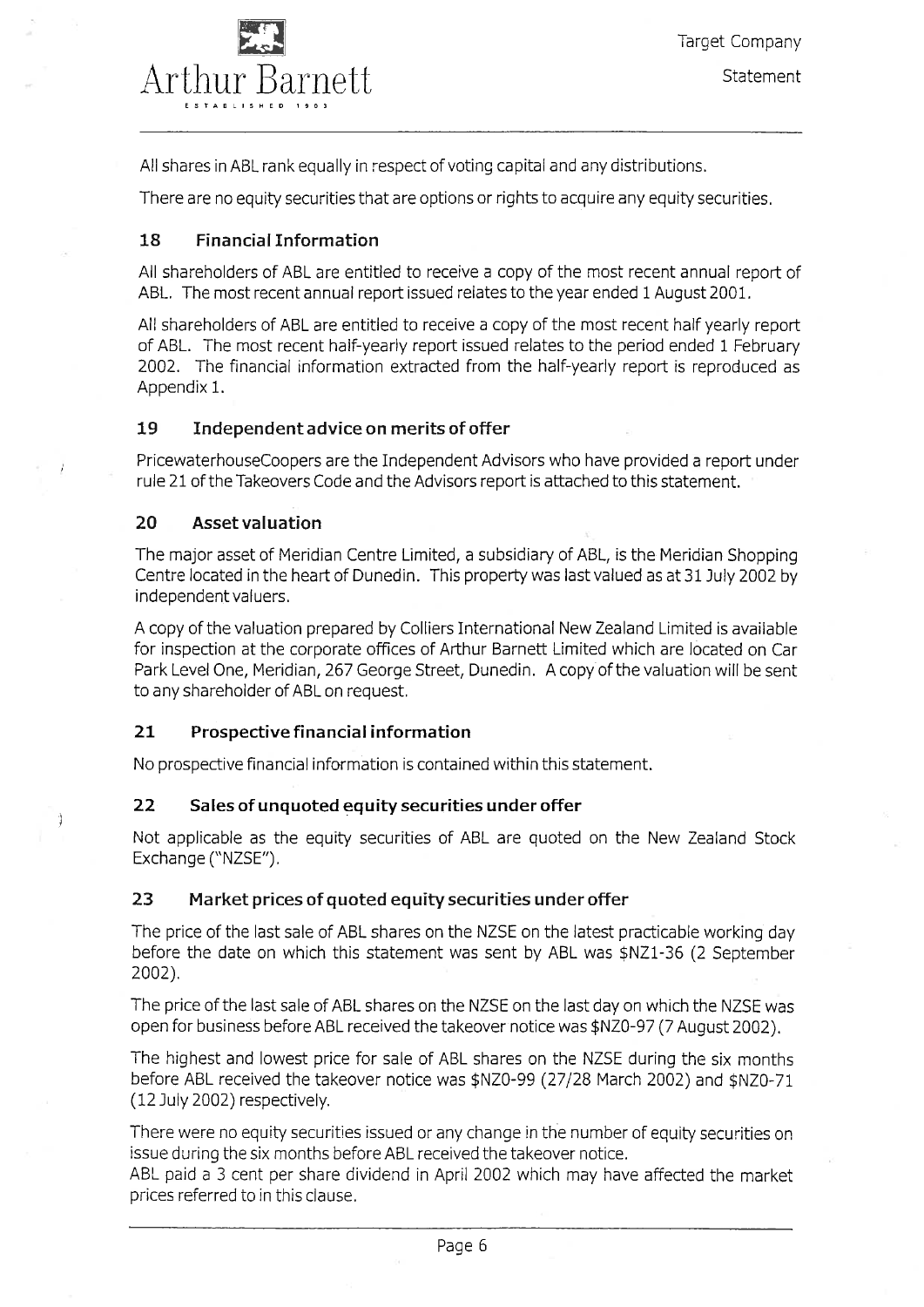All shares in ABL rank equally in respect of voting capital and any distributions.

There are no equity securities that are options or rights to acquire any equity securities.

## 18 Financial Information

All shareholders of ABL are entitled to receive a copy of the most recent annual report of ABL. The most recent annual report issued relates to the year ended 1 August 2001.

All shareholders of ABL are entitled to receive a copy of the most recent half yearly report of ABL. The most recent half-yearly report issued relates to the period ended 1 February 2002. The financial information extracted from the half-yearly report is reproduced as Appendix 1.

## 19 Independent advice on merits of offer

PricewaterhouseCoopers are the Independent Advisors who have provided a report under rule 21 of the Takeovers Code and the Advisors report is attached to this statement.

## 20 Asset valuation

The major asset of Meridian Centre Limited, a subsidiary of ABL, is the Meridian Shopping Centre located in the heart of Dunedin. This property was last valued as at 31 July 2002 by independent valuers.

A copy of the valuation prepared by Colliers International New Zealand Limited is available for inspection at the corporate offices of Arthur Barnett Limited which are located on Car Park Level One, Meridian, 267 George Street, Dunedin. A copy of the valuation will be sent to any shareholder of ABL on request.

## 21 Prospective financial information

No prospective financial information is contained within this statement.

## 22 Sales of unquoted equity securities under offer

Not applicable as the equity securities of ABL are quoted on the New Zealand Stock Exchange ("NZSE").

## 23 Market prices of quoted equity securities under offer

The price of the last sale of ABL shares on the NZSE on the latest practicable working day before the date on which this statement was sent by ABL was $NZ1-36 (2 September 2002).

The price of the last sale of ABL shares on the NZSE on the last day on which the NZSE was open for business before ABL received the takeover notice was $NZ0-97 (7 August 2002).

The highest and lowest price for sale of ABL shares on the NZSE during the six months before ABL received the takeover notice was $NZ0-99 (27/28 March 2002) and $NZ0-71 (12 July 2002) respectively.

There were no equity securities issued or any change in the number of equity securities on issue during the six months before ABL received the takeover notice.
ABL paid a 3 cent per share dividend in April 2002 which may have affected the market prices referred to in this clause.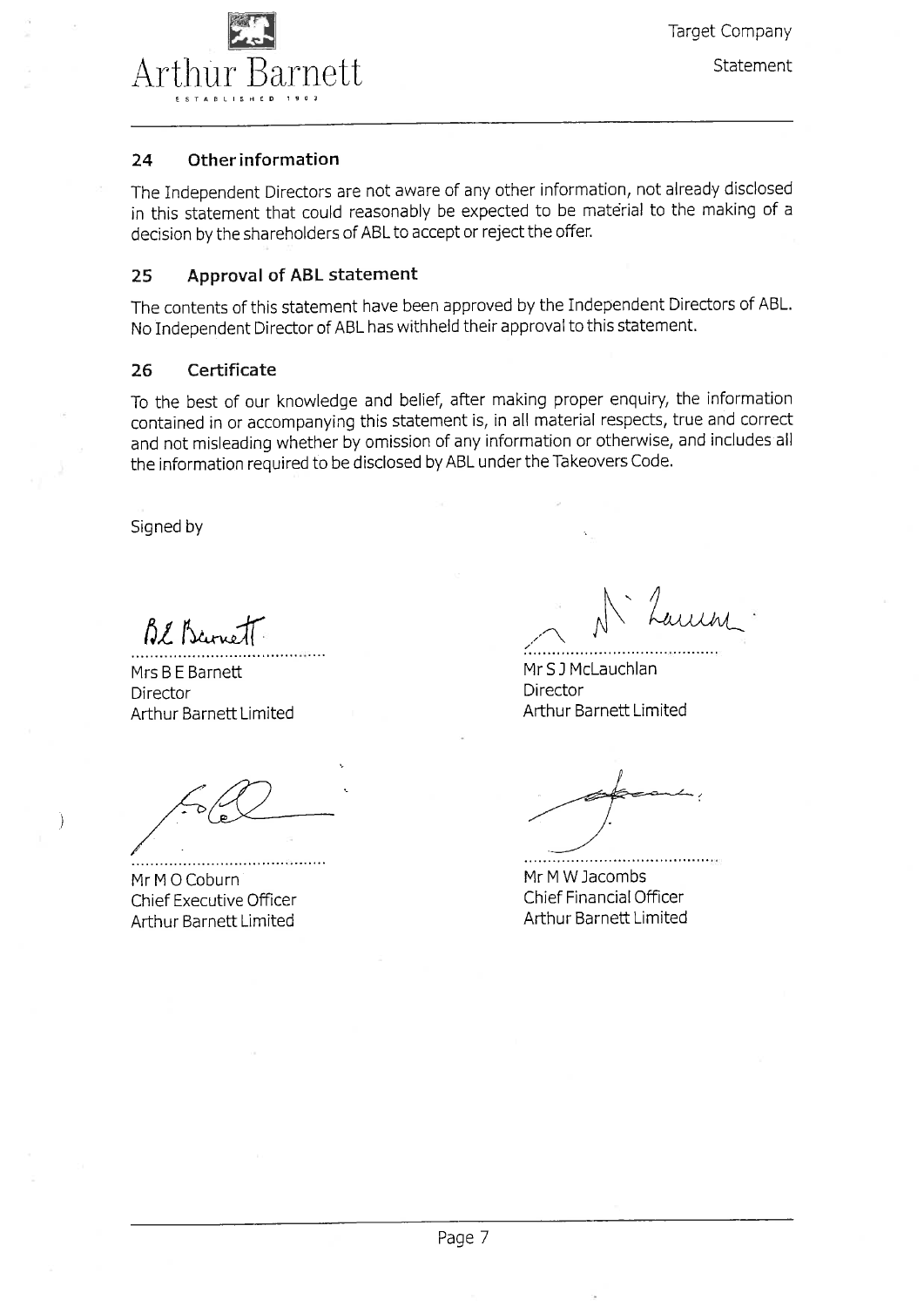## 24 Other information

The Independent Directors are not aware of any other information, not already disclosed in this statement that could reasonably be expected to be material to the making of a decision by the shareholders of ABL to accept or reject the offer.

## 25 Approval of ABL statement

The contents of this statement have been approved by the Independent Directors of ABL. No Independent Director of ABL has withheld their approval to this statement.

## 26 Certificate

To the best of our knowledge and belief, after making proper enquiry, the information contained in or accompanying this statement is, in all material respects, true and correct and not misleading whether by omission of any information or otherwise, and includes all the information required to be disclosed by ABL under the Takeovers Code.

Signed by

Mrs B E Barnett
Director
Arthur Barnett Limited

Mr S J McLauchlan
Director
Arthur Barnett Limited

Mr M O Coburn
Chief Executive Officer
Arthur Barnett Limited

Mr M W Jacombs
Chief Financial Officer
Arthur Barnett Limited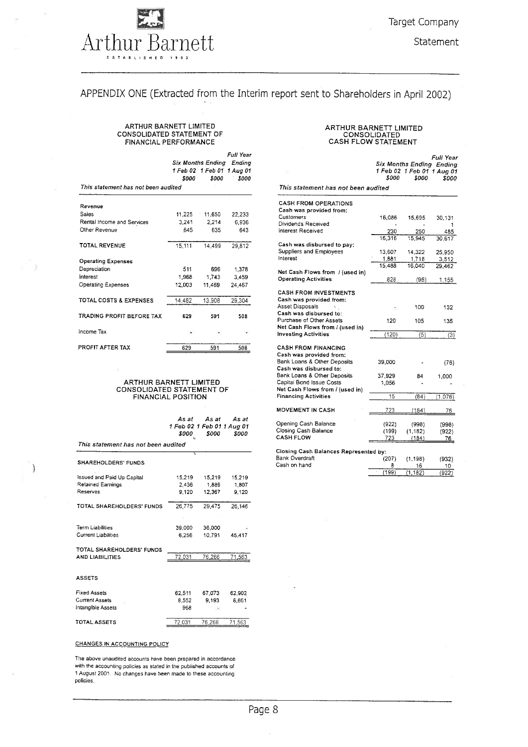# APPENDIX ONE (Extracted from the Interim report sent to Shareholders in April 2002)

## ARTHUR BARNETT LIMITED CONSOLIDATED STATEMENT OF FINANCIAL PERFORMANCE

*This statement has not been audited*

| | Six Months Ending 1 Feb 02 $000 | Six Months Ending 1 Feb 01 $000 | Full Year Ending 1 Aug 01 $000 |
|---|---|---|---|
| **Revenue** | | | |
| Sales | 11,225 | 11,650 | 22,233 |
| Rental Income and Services | 3,241 | 2,214 | 6,936 |
| Other Revenue | 645 | 635 | 643 |
| **TOTAL REVENUE** | 15,111 | 14,499 | 29,812 |
| **Operating Expenses** | | | |
| Depreciation | 511 | 696 | 1,378 |
| Interest | 1,968 | 1,743 | 3,459 |
| Operating Expenses | 12,003 | 11,469 | 24,467 |
| **TOTAL COSTS & EXPENSES** | 14,482 | 13,908 | 29,304 |
| **TRADING PROFIT BEFORE TAX** | 629 | 591 | 508 |
| Income Tax | - | - | - |
| **PROFIT AFTER TAX** | 629 | 591 | 508 |

## ARTHUR BARNETT LIMITED CONSOLIDATED STATEMENT OF FINANCIAL POSITION

*This statement has not been audited*

| | As at 1 Feb 02 $000 | As at 1 Feb 01 $000 | As at 1 Aug 01 $000 |
|---|---|---|---|
| **SHAREHOLDERS' FUNDS** | | | |
| Issued and Paid Up Capital | 15,219 | 15,219 | 15,219 |
| Retained Earnings | 2,436 | 1,889 | 1,807 |
| Reserves | 9,120 | 12,367 | 9,120 |
| **TOTAL SHAREHOLDERS' FUNDS** | 26,775 | 29,475 | 26,146 |
| Term Liabilities | 39,000 | 36,000 | - |
| Current Liabilities | 6,256 | 10,791 | 45,417 |
| **TOTAL SHAREHOLDERS' FUNDS AND LIABILITIES** | 72,031 | 76,266 | 71,563 |
| **ASSETS** | | | |
| Fixed Assets | 62,511 | 67,073 | 62,902 |
| Current Assets | 8,552 | 9,193 | 6,661 |
| Intangible Assets | 968 | - | - |
| **TOTAL ASSETS** | 72,031 | 76,266 | 71,563 |

### CHANGES IN ACCOUNTING POLICY

The above unaudited accounts have been prepared in accordance with the accounting policies as stated in the published accounts of 1 August 2001. No changes have been made to these accounting policies.

## ARTHUR BARNETT LIMITED CONSOLIDATED CASH FLOW STATEMENT

*This statement has not been audited*

| | Six Months Ending 1 Feb 02 $000 | Six Months Ending 1 Feb 01 $000 | Full Year Ending 1 Aug 01 $000 |
|---|---|---|---|
| **CASH FROM OPERATIONS** | | | |
| Cash was provided from: | | | |
| Customers | 16,086 | 15,695 | 30,131 |
| Dividends Received | - | - | 1 |
| Interest Received | 230 | 250 | 485 |
| | 16,316 | 15,945 | 30,617 |
| Cash was disbursed to pay: | | | |
| Suppliers and Employees | 13,607 | 14,322 | 25,950 |
| Interest | 1,881 | 1,718 | 3,512 |
| | 15,488 | 16,040 | 29,462 |
| Net Cash Flows from / (used in) Operating Activities | 828 | (95) | 1,155 |
| **CASH FROM INVESTMENTS** | | | |
| Cash was provided from: | | | |
| Asset Disposals | - | 100 | 132 |
| Cash was disbursed to: | | | |
| Purchase of Other Assets | 120 | 105 | 135 |
| Net Cash Flows from / (used in) Investing Activities | (120) | (5) | (3) |
| **CASH FROM FINANCING** | | | |
| Cash was provided from: | | | |
| Bank Loans & Other Deposits | 39,000 | - | (76) |
| Cash was disbursed to: | | | |
| Bank Loans & Other Deposits | 37,929 | 84 | 1,000 |
| Capital Bond Issue Costs | 1,056 | - | - |
| Net Cash Flows from / (used in) Financing Activities | 15 | (84) | (1,076) |
| **MOVEMENT IN CASH** | 723 | (184) | 76 |
| Opening Cash Balance | (922) | (998) | (998) |
| Closing Cash Balance | (199) | (1,182) | (922) |
| **CASH FLOW** | 723 | (184) | 76 |
| **Closing Cash Balances Represented by:** | | | |
| Bank Overdraft | (207) | (1,198) | (932) |
| Cash on hand | 8 | 16 | 10 |
| | (199) | (1,182) | (922) |